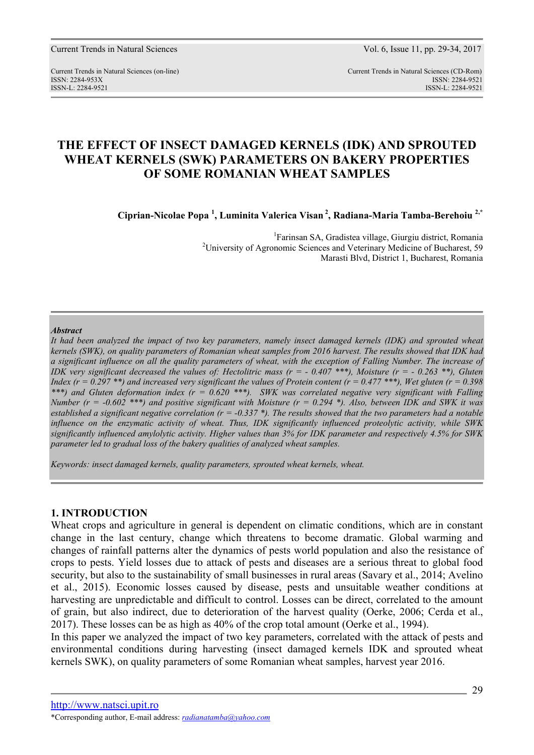# THE EFFECT OF INSECT DAMAGED KERNELS (IDK) AND SPROUTED WHEAT KERNELS (SWK) PARAMETERS ON BAKERY PROPERTIES OF SOME ROMANIAN WHEAT SAMPLES

**Ciprian-Nicolae Popa [1], Luminita Valerica Visan [2], Radiana-Maria Tamba-Berehoiu [2,*]**

[1]Farinsan SA, Gradistea village, Giurgiu district, Romania
[2]University of Agronomic Sciences and Veterinary Medicine of Bucharest, 59 Marasti Blvd, District 1, Bucharest, Romania

***Abstract***

*It had been analyzed the impact of two key parameters, namely insect damaged kernels (IDK) and sprouted wheat kernels (SWK), on quality parameters of Romanian wheat samples from 2016 harvest. The results showed that IDK had a significant influence on all the quality parameters of wheat, with the exception of Falling Number. The increase of IDK very significant decreased the values of: Hectolitric mass (r = - 0.407 \*\*\*), Moisture (r = - 0.263 \*\*), Gluten Index (r = 0.297 \*\*) and increased very significant the values of Protein content (r = 0.477 \*\*\*), Wet gluten (r = 0.398 \*\*\*) and Gluten deformation index (r = 0.620 \*\*\*). SWK was correlated negative very significant with Falling Number (r = -0.602 \*\*\*) and positive significant with Moisture (r = 0.294 \*). Also, between IDK and SWK it was established a significant negative correlation (r = -0.337 \*). The results showed that the two parameters had a notable influence on the enzymatic activity of wheat. Thus, IDK significantly influenced proteolytic activity, while SWK significantly influenced amylolytic activity. Higher values than 3% for IDK parameter and respectively 4.5% for SWK parameter led to gradual loss of the bakery qualities of analyzed wheat samples.*

*Keywords: insect damaged kernels, quality parameters, sprouted wheat kernels, wheat.*

## 1. INTRODUCTION

Wheat crops and agriculture in general is dependent on climatic conditions, which are in constant change in the last century, change which threatens to become dramatic. Global warming and changes of rainfall patterns alter the dynamics of pests world population and also the resistance of crops to pests. Yield losses due to attack of pests and diseases are a serious threat to global food security, but also to the sustainability of small businesses in rural areas (Savary et al., 2014; Avelino et al., 2015). Economic losses caused by disease, pests and unsuitable weather conditions at harvesting are unpredictable and difficult to control. Losses can be direct, correlated to the amount of grain, but also indirect, due to deterioration of the harvest quality (Oerke, 2006; Cerda et al., 2017). These losses can be as high as 40% of the crop total amount (Oerke et al., 1994).

In this paper we analyzed the impact of two key parameters, correlated with the attack of pests and environmental conditions during harvesting (insect damaged kernels IDK and sprouted wheat kernels SWK), on quality parameters of some Romanian wheat samples, harvest year 2016.

*Corresponding author, E-mail address: radianatamba@yahoo.com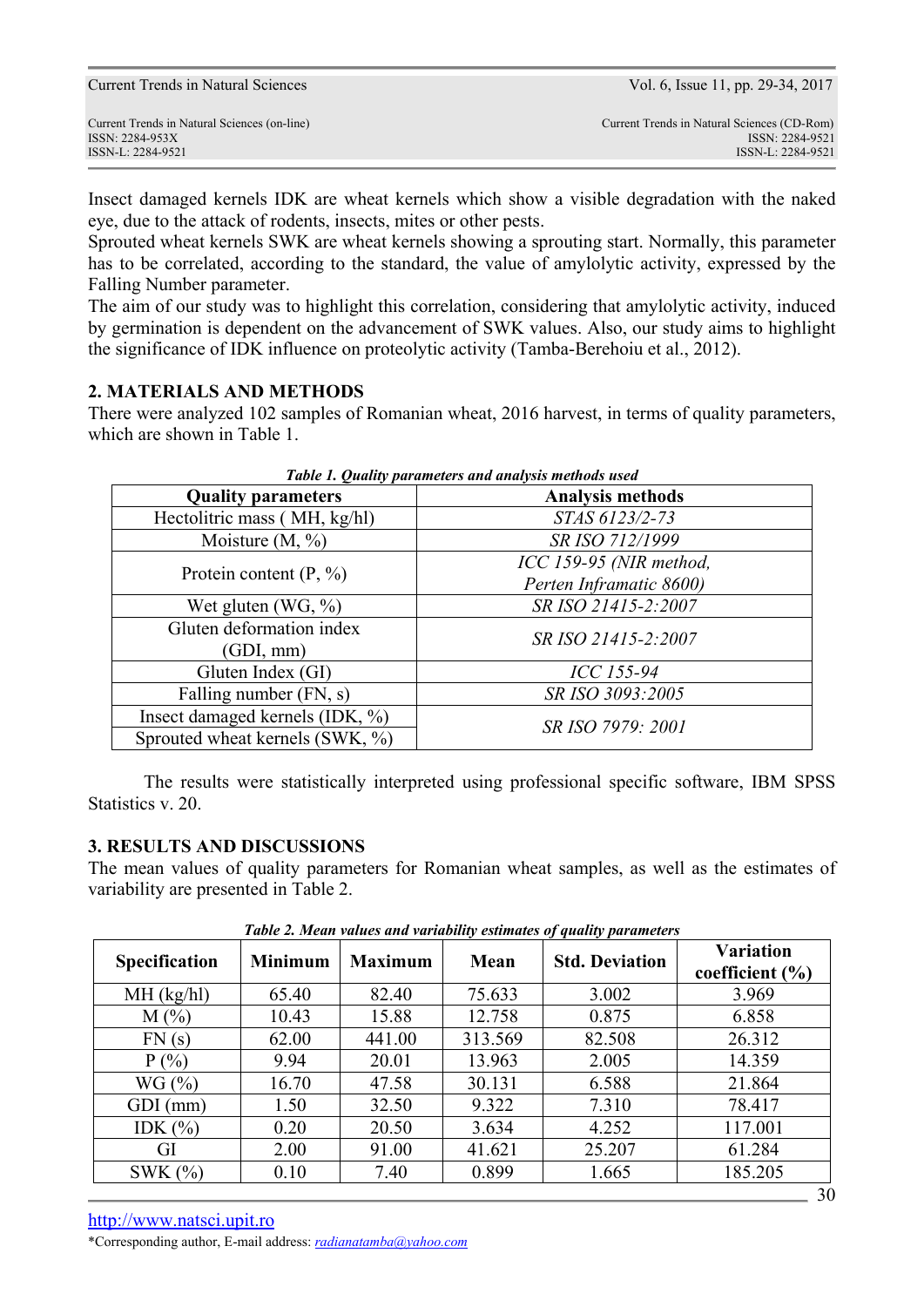Insect damaged kernels IDK are wheat kernels which show a visible degradation with the naked eye, due to the attack of rodents, insects, mites or other pests.
Sprouted wheat kernels SWK are wheat kernels showing a sprouting start. Normally, this parameter has to be correlated, according to the standard, the value of amylolytic activity, expressed by the Falling Number parameter.
The aim of our study was to highlight this correlation, considering that amylolytic activity, induced by germination is dependent on the advancement of SWK values. Also, our study aims to highlight the significance of IDK influence on proteolytic activity (Tamba-Berehoiu et al., 2012).

## 2. MATERIALS AND METHODS

There were analyzed 102 samples of Romanian wheat, 2016 harvest, in terms of quality parameters, which are shown in Table 1.

***Table 1. Quality parameters and analysis methods used***

| Quality parameters | Analysis methods |
|---|---|
| Hectolitric mass ( MH, kg/hl) | *STAS 6123/2-73* |
| Moisture (M, %) | *SR ISO 712/1999* |
| Protein content (P, %) | *ICC 159-95 (NIR method, Perten Inframatic 8600)* |
| Wet gluten (WG, %) | *SR ISO 21415-2:2007* |
| Gluten deformation index (GDI, mm) | *SR ISO 21415-2:2007* |
| Gluten Index (GI) | *ICC 155-94* |
| Falling number (FN, s) | *SR ISO 3093:2005* |
| Insect damaged kernels (IDK, %) | *SR ISO 7979: 2001* |
| Sprouted wheat kernels (SWK, %) | *SR ISO 7979: 2001* |

The results were statistically interpreted using professional specific software, IBM SPSS Statistics v. 20.

## 3. RESULTS AND DISCUSSIONS

The mean values of quality parameters for Romanian wheat samples, as well as the estimates of variability are presented in Table 2.

***Table 2. Mean values and variability estimates of quality parameters***

| Specification | Minimum | Maximum | Mean | Std. Deviation | Variation coefficient (%) |
|---|---|---|---|---|---|
| MH (kg/hl) | 65.40 | 82.40 | 75.633 | 3.002 | 3.969 |
| M (%) | 10.43 | 15.88 | 12.758 | 0.875 | 6.858 |
| FN (s) | 62.00 | 441.00 | 313.569 | 82.508 | 26.312 |
| P (%) | 9.94 | 20.01 | 13.963 | 2.005 | 14.359 |
| WG (%) | 16.70 | 47.58 | 30.131 | 6.588 | 21.864 |
| GDI (mm) | 1.50 | 32.50 | 9.322 | 7.310 | 78.417 |
| IDK (%) | 0.20 | 20.50 | 3.634 | 4.252 | 117.001 |
| GI | 2.00 | 91.00 | 41.621 | 25.207 | 61.284 |
| SWK (%) | 0.10 | 7.40 | 0.899 | 1.665 | 185.205 |

http://www.natsci.upit.ro
*Corresponding author, E-mail address: *radianatamba@yahoo.com*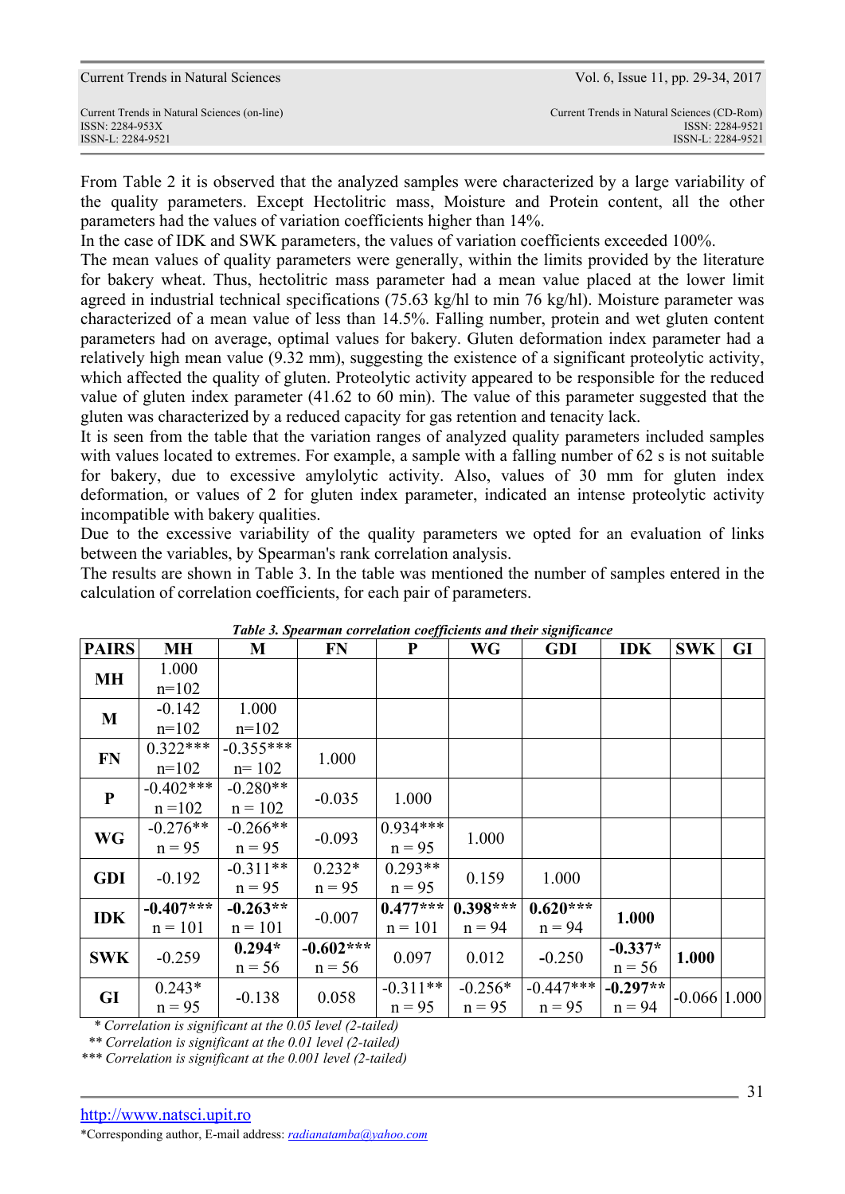From Table 2 it is observed that the analyzed samples were characterized by a large variability of the quality parameters. Except Hectolitric mass, Moisture and Protein content, all the other parameters had the values of variation coefficients higher than 14%.
In the case of IDK and SWK parameters, the values of variation coefficients exceeded 100%.
The mean values of quality parameters were generally, within the limits provided by the literature for bakery wheat. Thus, hectolitric mass parameter had a mean value placed at the lower limit agreed in industrial technical specifications (75.63 kg/hl to min 76 kg/hl). Moisture parameter was characterized of a mean value of less than 14.5%. Falling number, protein and wet gluten content parameters had on average, optimal values for bakery. Gluten deformation index parameter had a relatively high mean value (9.32 mm), suggesting the existence of a significant proteolytic activity, which affected the quality of gluten. Proteolytic activity appeared to be responsible for the reduced value of gluten index parameter (41.62 to 60 min). The value of this parameter suggested that the gluten was characterized by a reduced capacity for gas retention and tenacity lack.
It is seen from the table that the variation ranges of analyzed quality parameters included samples with values located to extremes. For example, a sample with a falling number of 62 s is not suitable for bakery, due to excessive amylolytic activity. Also, values of 30 mm for gluten index deformation, or values of 2 for gluten index parameter, indicated an intense proteolytic activity incompatible with bakery qualities.
Due to the excessive variability of the quality parameters we opted for an evaluation of links between the variables, by Spearman's rank correlation analysis.
The results are shown in Table 3. In the table was mentioned the number of samples entered in the calculation of correlation coefficients, for each pair of parameters.

***Table 3. Spearman correlation coefficients and their significance***

| PAIRS | MH | M | FN | P | WG | GDI | IDK | SWK | GI |
|---|---|---|---|---|---|---|---|---|---|
| **MH** | 1.000 n=102 | | | | | | | | |
| **M** | -0.142 n=102 | 1.000 n=102 | | | | | | | |
| **FN** | 0.322*** n=102 | -0.355*** n= 102 | 1.000 | | | | | | |
| **P** | -0.402*** n =102 | -0.280** n = 102 | -0.035 | 1.000 | | | | | |
| **WG** | -0.276** n = 95 | -0.266** n = 95 | -0.093 | 0.934*** n = 95 | 1.000 | | | | |
| **GDI** | -0.192 | -0.311** n = 95 | 0.232* n = 95 | 0.293** n = 95 | 0.159 | 1.000 | | | |
| **IDK** | **-0.407*** n = 101** | **-0.263** n = 101** | -0.007 | **0.477*** n = 101** | **0.398*** n = 94** | **0.620*** n = 94** | **1.000** | | |
| **SWK** | -0.259 | **0.294* n = 56** | **-0.602*** n = 56** | 0.097 | 0.012 | -0.250 | **-0.337* n = 56** | **1.000** | |
| **GI** | 0.243* n = 95 | -0.138 | 0.058 | -0.311** n = 95 | -0.256* n = 95 | -0.447*** n = 95 | **-0.297** n = 94** | -0.066 | 1.000 |

*\* Correlation is significant at the 0.05 level (2-tailed)*
*\*\* Correlation is significant at the 0.01 level (2-tailed)*
*\*\*\* Correlation is significant at the 0.001 level (2-tailed)*

http://www.natsci.upit.ro
*Corresponding author, E-mail address: *radianatamba@yahoo.com*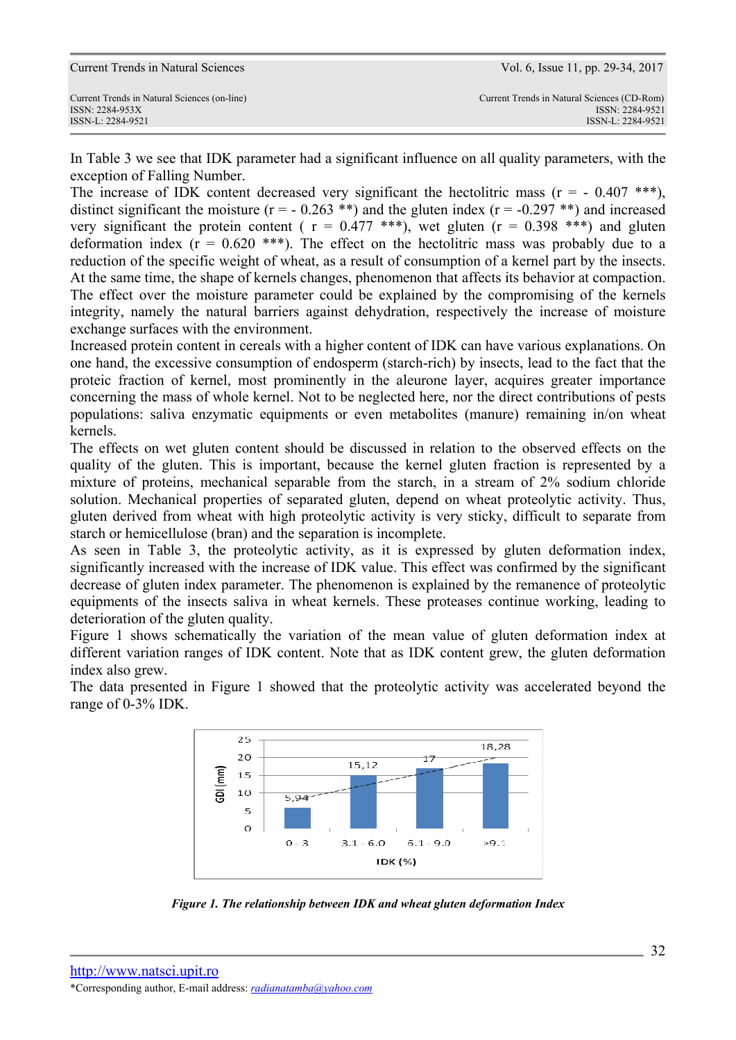In Table 3 we see that IDK parameter had a significant influence on all quality parameters, with the exception of Falling Number.

The increase of IDK content decreased very significant the hectolitric mass (r = - 0.407 ***), distinct significant the moisture (r = - 0.263 **) and the gluten index (r = -0.297 **) and increased very significant the protein content ( r = 0.477 ***), wet gluten (r = 0.398 ***) and gluten deformation index (r = 0.620 ***). The effect on the hectolitric mass was probably due to a reduction of the specific weight of wheat, as a result of consumption of a kernel part by the insects. At the same time, the shape of kernels changes, phenomenon that affects its behavior at compaction. The effect over the moisture parameter could be explained by the compromising of the kernels integrity, namely the natural barriers against dehydration, respectively the increase of moisture exchange surfaces with the environment.

Increased protein content in cereals with a higher content of IDK can have various explanations. On one hand, the excessive consumption of endosperm (starch-rich) by insects, lead to the fact that the proteic fraction of kernel, most prominently in the aleurone layer, acquires greater importance concerning the mass of whole kernel. Not to be neglected here, nor the direct contributions of pests populations: saliva enzymatic equipments or even metabolites (manure) remaining in/on wheat kernels.

The effects on wet gluten content should be discussed in relation to the observed effects on the quality of the gluten. This is important, because the kernel gluten fraction is represented by a mixture of proteins, mechanical separable from the starch, in a stream of 2% sodium chloride solution. Mechanical properties of separated gluten, depend on wheat proteolytic activity. Thus, gluten derived from wheat with high proteolytic activity is very sticky, difficult to separate from starch or hemicellulose (bran) and the separation is incomplete.

As seen in Table 3, the proteolytic activity, as it is expressed by gluten deformation index, significantly increased with the increase of IDK value. This effect was confirmed by the significant decrease of gluten index parameter. The phenomenon is explained by the remanence of proteolytic equipments of the insects saliva in wheat kernels. These proteases continue working, leading to deterioration of the gluten quality.

Figure 1 shows schematically the variation of the mean value of gluten deformation index at different variation ranges of IDK content. Note that as IDK content grew, the gluten deformation index also grew.

The data presented in Figure 1 showed that the proteolytic activity was accelerated beyond the range of 0-3% IDK.

| IDK (%) | GDI (mm) |
|---|---|
| 0 - 3 | 5,94 |
| 3.1 - 6.0 | 15,12 |
| 6.1 - 9.0 | 17 |
| >9.1 | 18,28 |

*Figure 1. The relationship between IDK and wheat gluten deformation Index*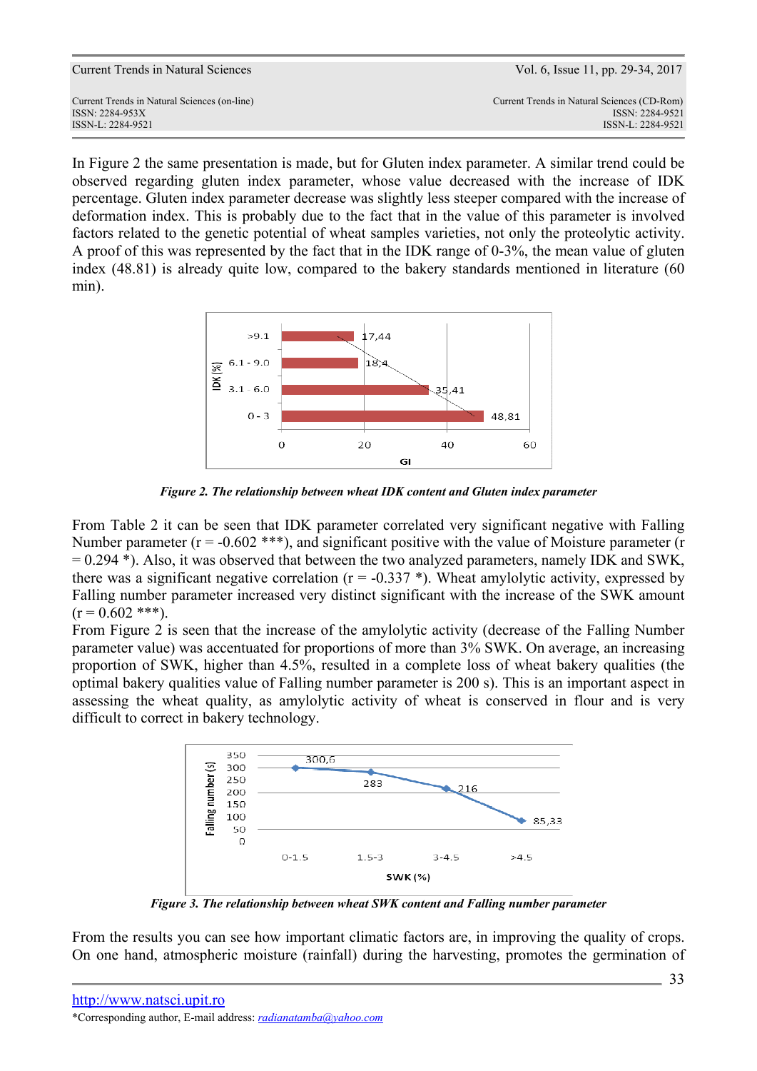In Figure 2 the same presentation is made, but for Gluten index parameter. A similar trend could be observed regarding gluten index parameter, whose value decreased with the increase of IDK percentage. Gluten index parameter decrease was slightly less steeper compared with the increase of deformation index. This is probably due to the fact that in the value of this parameter is involved factors related to the genetic potential of wheat samples varieties, not only the proteolytic activity. A proof of this was represented by the fact that in the IDK range of 0-3%, the mean value of gluten index (48.81) is already quite low, compared to the bakery standards mentioned in literature (60 min).

***Figure 2. The relationship between wheat IDK content and Gluten index parameter***

From Table 2 it can be seen that IDK parameter correlated very significant negative with Falling Number parameter (r = -0.602 ***), and significant positive with the value of Moisture parameter (r = 0.294 *). Also, it was observed that between the two analyzed parameters, namely IDK and SWK, there was a significant negative correlation (r = -0.337 *). Wheat amylolytic activity, expressed by Falling number parameter increased very distinct significant with the increase of the SWK amount (r = 0.602 ***).

From Figure 2 is seen that the increase of the amylolytic activity (decrease of the Falling Number parameter value) was accentuated for proportions of more than 3% SWK. On average, an increasing proportion of SWK, higher than 4.5%, resulted in a complete loss of wheat bakery qualities (the optimal bakery qualities value of Falling number parameter is 200 s). This is an important aspect in assessing the wheat quality, as amylolytic activity of wheat is conserved in flour and is very difficult to correct in bakery technology.

***Figure 3. The relationship between wheat SWK content and Falling number parameter***

From the results you can see how important climatic factors are, in improving the quality of crops. On one hand, atmospheric moisture (rainfall) during the harvesting, promotes the germination of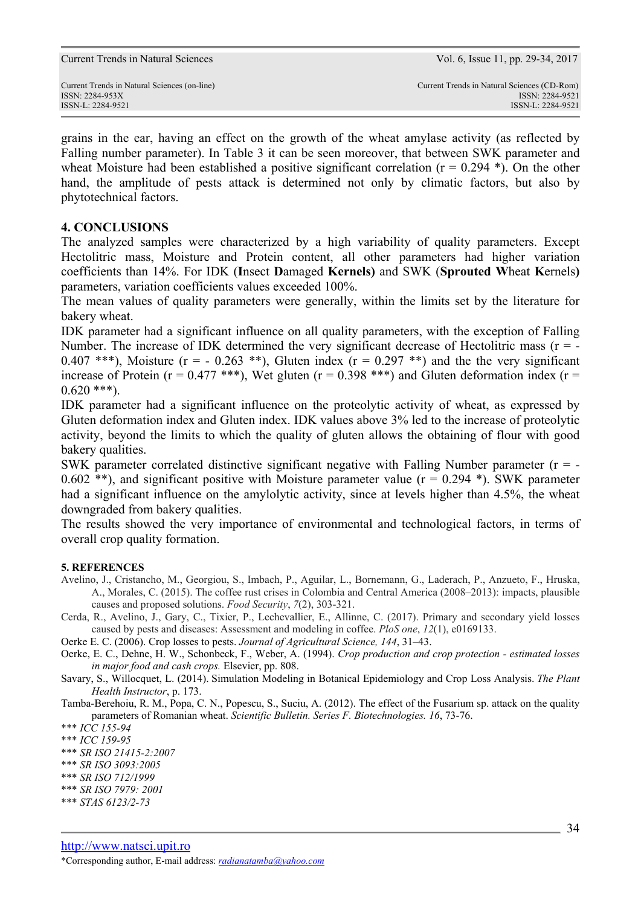grains in the ear, having an effect on the growth of the wheat amylase activity (as reflected by Falling number parameter). In Table 3 it can be seen moreover, that between SWK parameter and wheat Moisture had been established a positive significant correlation (r = 0.294 *). On the other hand, the amplitude of pests attack is determined not only by climatic factors, but also by phytotechnical factors.

## 4. CONCLUSIONS

The analyzed samples were characterized by a high variability of quality parameters. Except Hectolitric mass, Moisture and Protein content, all other parameters had higher variation coefficients than 14%. For IDK (**I**nsect **D**amaged **Kernels)** and SWK (**Sprouted W**heat **K**ernels**)** parameters, variation coefficients values exceeded 100%.

The mean values of quality parameters were generally, within the limits set by the literature for bakery wheat.

IDK parameter had a significant influence on all quality parameters, with the exception of Falling Number. The increase of IDK determined the very significant decrease of Hectolitric mass (r = - 0.407 ***), Moisture (r = - 0.263 **), Gluten index (r = 0.297 **) and the the very significant increase of Protein (r = 0.477 ***), Wet gluten (r = 0.398 ***) and Gluten deformation index (r = 0.620 ***).

IDK parameter had a significant influence on the proteolytic activity of wheat, as expressed by Gluten deformation index and Gluten index. IDK values above 3% led to the increase of proteolytic activity, beyond the limits to which the quality of gluten allows the obtaining of flour with good bakery qualities.

SWK parameter correlated distinctive significant negative with Falling Number parameter (r = - 0.602 **), and significant positive with Moisture parameter value (r = 0.294 *). SWK parameter had a significant influence on the amylolytic activity, since at levels higher than 4.5%, the wheat downgraded from bakery qualities.

The results showed the very importance of environmental and technological factors, in terms of overall crop quality formation.

## 5. REFERENCES

Avelino, J., Cristancho, M., Georgiou, S., Imbach, P., Aguilar, L., Bornemann, G., Laderach, P., Anzueto, F., Hruska, A., Morales, C. (2015). The coffee rust crises in Colombia and Central America (2008–2013): impacts, plausible causes and proposed solutions. *Food Security*, *7*(2), 303-321.

Cerda, R., Avelino, J., Gary, C., Tixier, P., Lechevallier, E., Allinne, C. (2017). Primary and secondary yield losses caused by pests and diseases: Assessment and modeling in coffee. *PloS one*, *12*(1), e0169133.

Oerke E. C. (2006). Crop losses to pests. *Journal of Agricultural Science, 144*, 31–43.

Oerke, E. C., Dehne, H. W., Schonbeck, F., Weber, A. (1994). *Crop production and crop protection - estimated losses in major food and cash crops.* Elsevier, pp. 808.

Savary, S., Willocquet, L. (2014). Simulation Modeling in Botanical Epidemiology and Crop Loss Analysis. *The Plant Health Instructor*, p. 173.

Tamba-Berehoiu, R. M., Popa, C. N., Popescu, S., Suciu, A. (2012). The effect of the Fusarium sp. attack on the quality parameters of Romanian wheat. *Scientific Bulletin. Series F. Biotechnologies. 16*, 73-76.

\*** *ICC 155-94*

\*** *ICC 159-95*

\*** *SR ISO 21415-2:2007*

\*** *SR ISO 3093:2005*

\*** *SR ISO 712/1999*

\*** *SR ISO 7979: 2001*

\*** *STAS 6123/2-73*